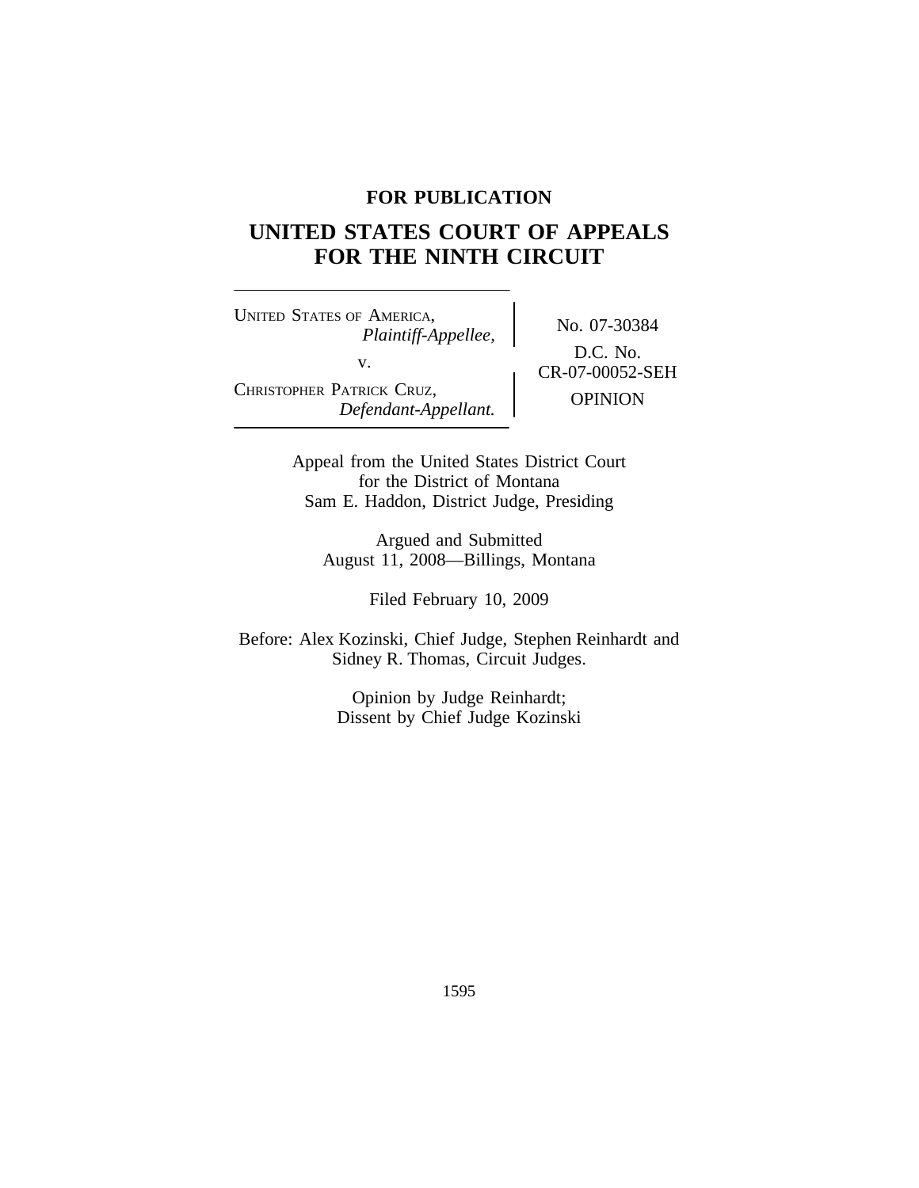**FOR PUBLICATION**

# UNITED STATES COURT OF APPEALS FOR THE NINTH CIRCUIT

UNITED STATES OF AMERICA,
*Plaintiff-Appellee,*

v.

CHRISTOPHER PATRICK CRUZ,
*Defendant-Appellant.*

No. 07-30384

D.C. No.
CR-07-00052-SEH

OPINION

Appeal from the United States District Court
for the District of Montana
Sam E. Haddon, District Judge, Presiding

Argued and Submitted
August 11, 2008—Billings, Montana

Filed February 10, 2009

Before: Alex Kozinski, Chief Judge, Stephen Reinhardt and Sidney R. Thomas, Circuit Judges.

Opinion by Judge Reinhardt;
Dissent by Chief Judge Kozinski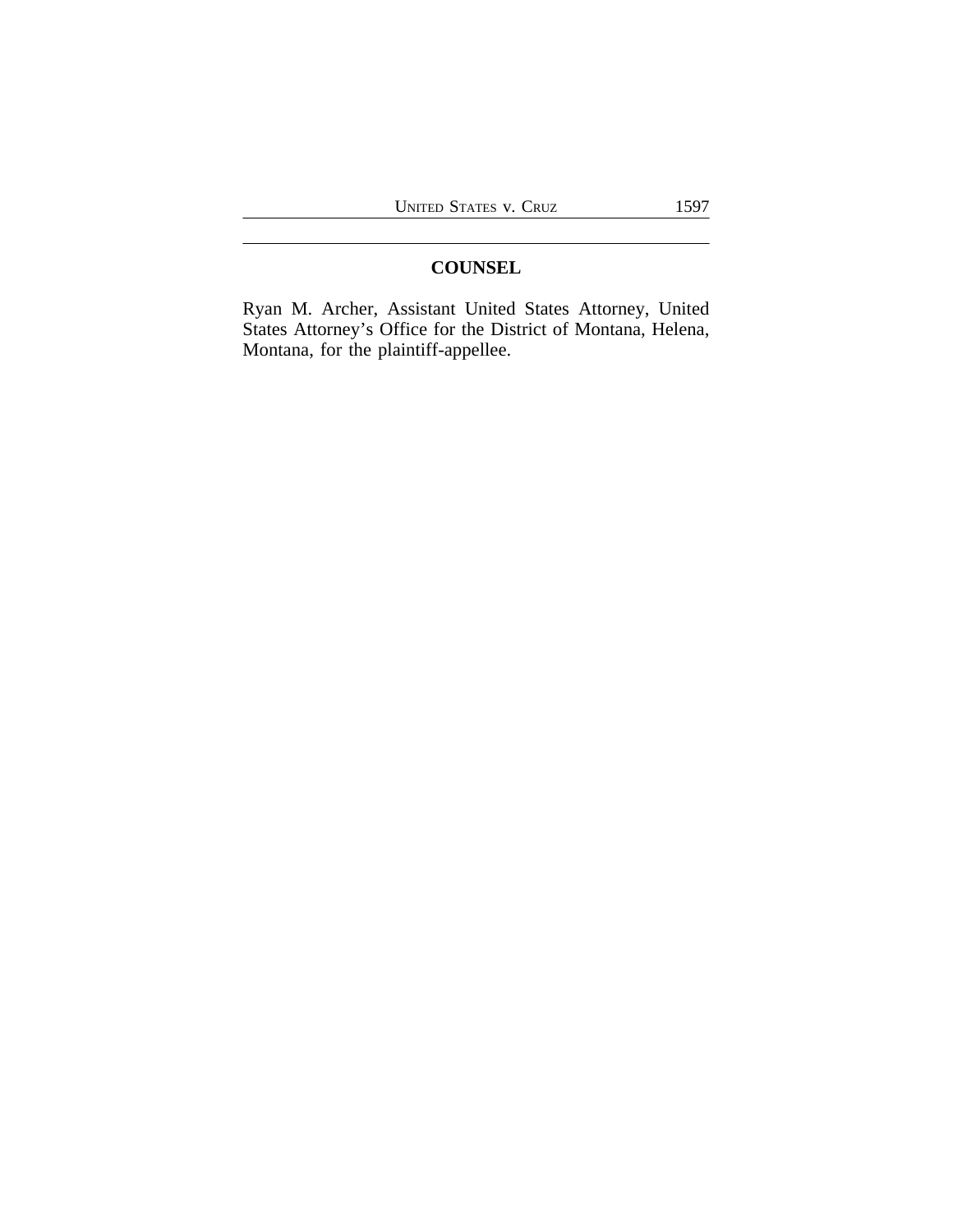## COUNSEL

Ryan M. Archer, Assistant United States Attorney, United States Attorney's Office for the District of Montana, Helena, Montana, for the plaintiff-appellee.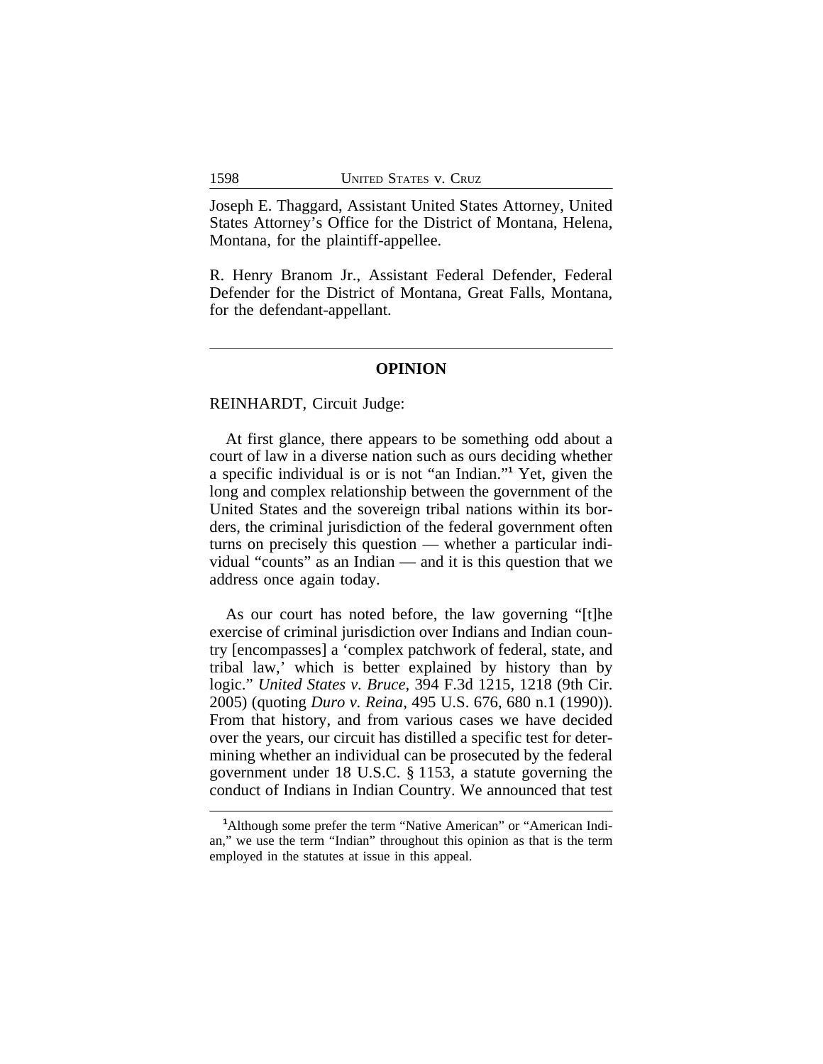Joseph E. Thaggard, Assistant United States Attorney, United States Attorney's Office for the District of Montana, Helena, Montana, for the plaintiff-appellee.

R. Henry Branom Jr., Assistant Federal Defender, Federal Defender for the District of Montana, Great Falls, Montana, for the defendant-appellant.

---

## OPINION

REINHARDT, Circuit Judge:

At first glance, there appears to be something odd about a court of law in a diverse nation such as ours deciding whether a specific individual is or is not "an Indian."[1] Yet, given the long and complex relationship between the government of the United States and the sovereign tribal nations within its borders, the criminal jurisdiction of the federal government often turns on precisely this question — whether a particular individual "counts" as an Indian — and it is this question that we address once again today.

As our court has noted before, the law governing "[t]he exercise of criminal jurisdiction over Indians and Indian country [encompasses] a 'complex patchwork of federal, state, and tribal law,' which is better explained by history than by logic." *United States v. Bruce*, 394 F.3d 1215, 1218 (9th Cir. 2005) (quoting *Duro v. Reina*, 495 U.S. 676, 680 n.1 (1990)). From that history, and from various cases we have decided over the years, our circuit has distilled a specific test for determining whether an individual can be prosecuted by the federal government under 18 U.S.C. § 1153, a statute governing the conduct of Indians in Indian Country. We announced that test

---

[1] Although some prefer the term "Native American" or "American Indian," we use the term "Indian" throughout this opinion as that is the term employed in the statutes at issue in this appeal.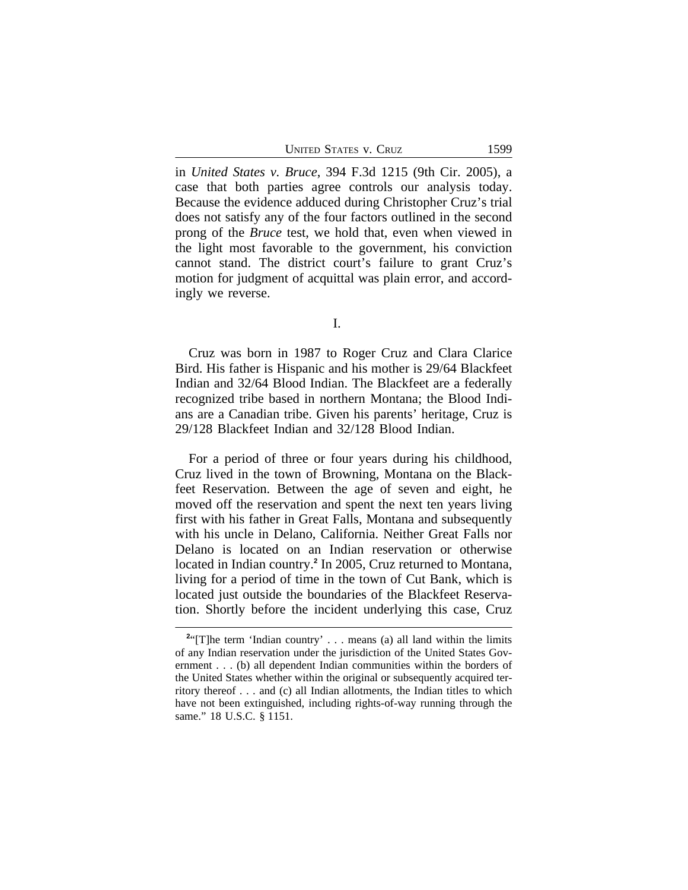in *United States v. Bruce*, 394 F.3d 1215 (9th Cir. 2005), a case that both parties agree controls our analysis today. Because the evidence adduced during Christopher Cruz's trial does not satisfy any of the four factors outlined in the second prong of the *Bruce* test, we hold that, even when viewed in the light most favorable to the government, his conviction cannot stand. The district court's failure to grant Cruz's motion for judgment of acquittal was plain error, and accordingly we reverse.

I.

Cruz was born in 1987 to Roger Cruz and Clara Clarice Bird. His father is Hispanic and his mother is 29/64 Blackfeet Indian and 32/64 Blood Indian. The Blackfeet are a federally recognized tribe based in northern Montana; the Blood Indians are a Canadian tribe. Given his parents' heritage, Cruz is 29/128 Blackfeet Indian and 32/128 Blood Indian.

For a period of three or four years during his childhood, Cruz lived in the town of Browning, Montana on the Blackfeet Reservation. Between the age of seven and eight, he moved off the reservation and spent the next ten years living first with his father in Great Falls, Montana and subsequently with his uncle in Delano, California. Neither Great Falls nor Delano is located on an Indian reservation or otherwise located in Indian country.[2] In 2005, Cruz returned to Montana, living for a period of time in the town of Cut Bank, which is located just outside the boundaries of the Blackfeet Reservation. Shortly before the incident underlying this case, Cruz

[2] "[T]he term 'Indian country' . . . means (a) all land within the limits of any Indian reservation under the jurisdiction of the United States Government . . . (b) all dependent Indian communities within the borders of the United States whether within the original or subsequently acquired territory thereof . . . and (c) all Indian allotments, the Indian titles to which have not been extinguished, including rights-of-way running through the same." 18 U.S.C. § 1151.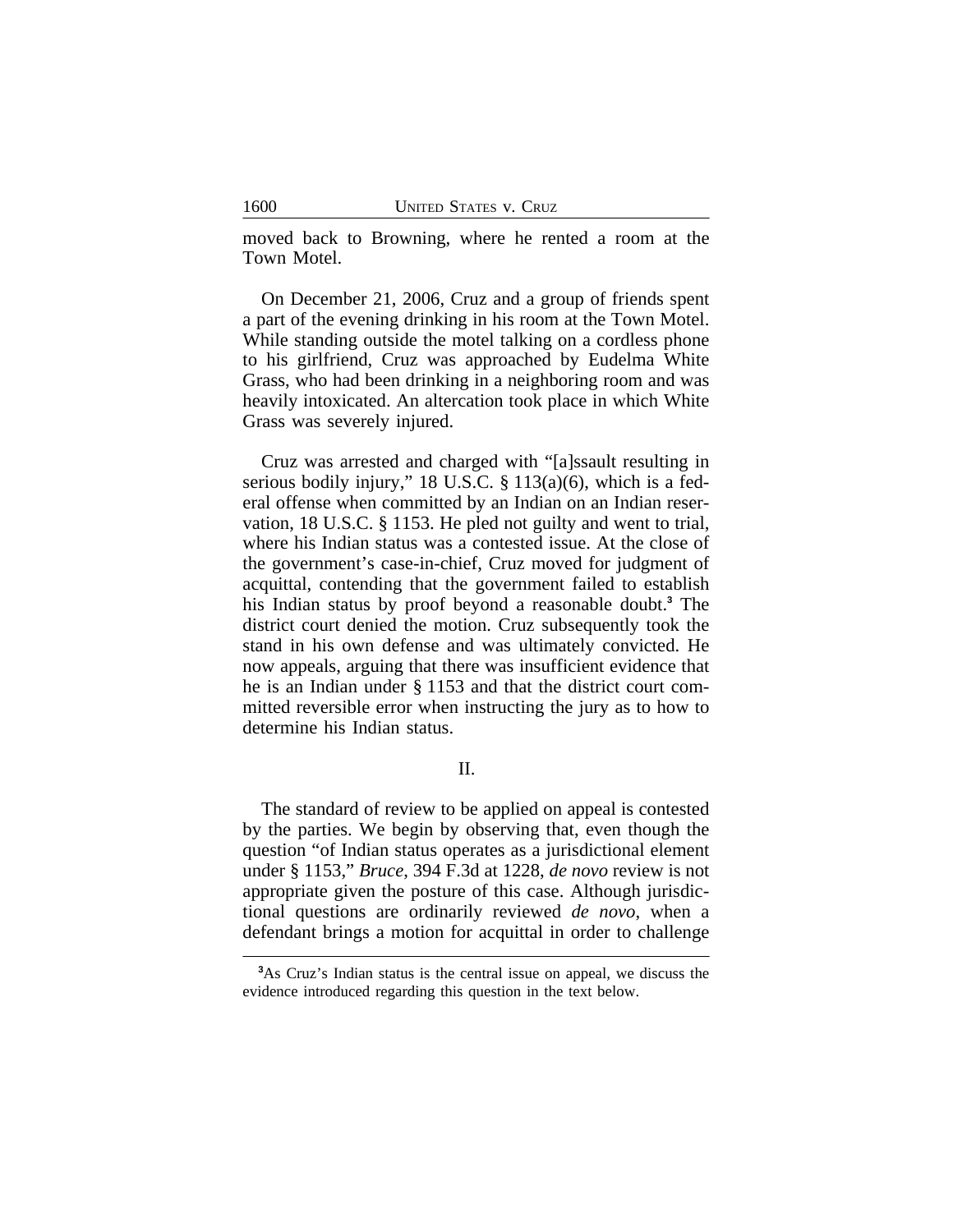moved back to Browning, where he rented a room at the Town Motel.

On December 21, 2006, Cruz and a group of friends spent a part of the evening drinking in his room at the Town Motel. While standing outside the motel talking on a cordless phone to his girlfriend, Cruz was approached by Eudelma White Grass, who had been drinking in a neighboring room and was heavily intoxicated. An altercation took place in which White Grass was severely injured.

Cruz was arrested and charged with "[a]ssault resulting in serious bodily injury," 18 U.S.C. § 113(a)(6), which is a federal offense when committed by an Indian on an Indian reservation, 18 U.S.C. § 1153. He pled not guilty and went to trial, where his Indian status was a contested issue. At the close of the government's case-in-chief, Cruz moved for judgment of acquittal, contending that the government failed to establish his Indian status by proof beyond a reasonable doubt.[3] The district court denied the motion. Cruz subsequently took the stand in his own defense and was ultimately convicted. He now appeals, arguing that there was insufficient evidence that he is an Indian under § 1153 and that the district court committed reversible error when instructing the jury as to how to determine his Indian status.

## II.

The standard of review to be applied on appeal is contested by the parties. We begin by observing that, even though the question "of Indian status operates as a jurisdictional element under § 1153," *Bruce*, 394 F.3d at 1228, *de novo* review is not appropriate given the posture of this case. Although jurisdictional questions are ordinarily reviewed *de novo*, when a defendant brings a motion for acquittal in order to challenge

---

[3]As Cruz's Indian status is the central issue on appeal, we discuss the evidence introduced regarding this question in the text below.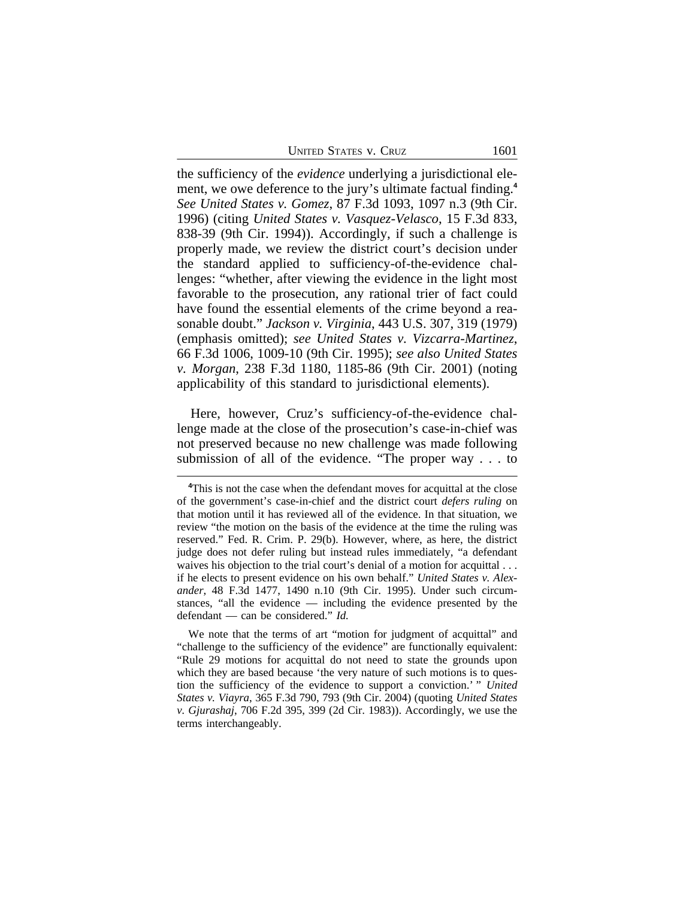the sufficiency of the *evidence* underlying a jurisdictional element, we owe deference to the jury's ultimate factual finding.[4] *See United States v. Gomez*, 87 F.3d 1093, 1097 n.3 (9th Cir. 1996) (citing *United States v. Vasquez-Velasco*, 15 F.3d 833, 838-39 (9th Cir. 1994)). Accordingly, if such a challenge is properly made, we review the district court's decision under the standard applied to sufficiency-of-the-evidence challenges: "whether, after viewing the evidence in the light most favorable to the prosecution, any rational trier of fact could have found the essential elements of the crime beyond a reasonable doubt." *Jackson v. Virginia*, 443 U.S. 307, 319 (1979) (emphasis omitted); *see United States v. Vizcarra-Martinez*, 66 F.3d 1006, 1009-10 (9th Cir. 1995); *see also United States v. Morgan*, 238 F.3d 1180, 1185-86 (9th Cir. 2001) (noting applicability of this standard to jurisdictional elements).

Here, however, Cruz's sufficiency-of-the-evidence challenge made at the close of the prosecution's case-in-chief was not preserved because no new challenge was made following submission of all of the evidence. "The proper way . . . to

---

[4]This is not the case when the defendant moves for acquittal at the close of the government's case-in-chief and the district court *defers ruling* on that motion until it has reviewed all of the evidence. In that situation, we review "the motion on the basis of the evidence at the time the ruling was reserved." Fed. R. Crim. P. 29(b). However, where, as here, the district judge does not defer ruling but instead rules immediately, "a defendant waives his objection to the trial court's denial of a motion for acquittal . . . if he elects to present evidence on his own behalf." *United States v. Alexander*, 48 F.3d 1477, 1490 n.10 (9th Cir. 1995). Under such circumstances, "all the evidence — including the evidence presented by the defendant — can be considered." *Id.*

We note that the terms of art "motion for judgment of acquittal" and "challenge to the sufficiency of the evidence" are functionally equivalent: "Rule 29 motions for acquittal do not need to state the grounds upon which they are based because 'the very nature of such motions is to question the sufficiency of the evidence to support a conviction.' " *United States v. Viayra*, 365 F.3d 790, 793 (9th Cir. 2004) (quoting *United States v. Gjurashaj*, 706 F.2d 395, 399 (2d Cir. 1983)). Accordingly, we use the terms interchangeably.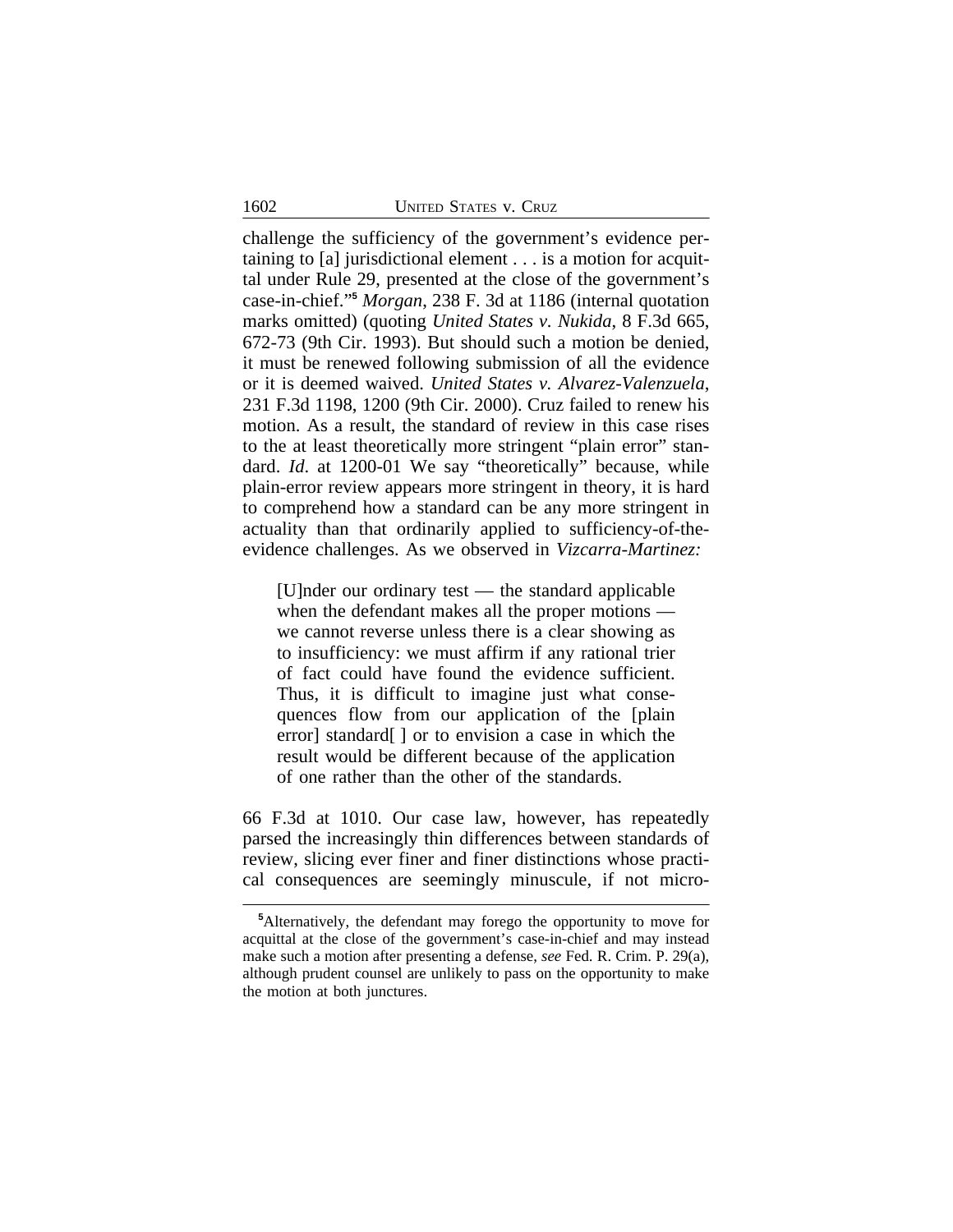challenge the sufficiency of the government's evidence pertaining to [a] jurisdictional element . . . is a motion for acquittal under Rule 29, presented at the close of the government's case-in-chief."[5] *Morgan*, 238 F. 3d at 1186 (internal quotation marks omitted) (quoting *United States v. Nukida*, 8 F.3d 665, 672-73 (9th Cir. 1993). But should such a motion be denied, it must be renewed following submission of all the evidence or it is deemed waived. *United States v. Alvarez-Valenzuela*, 231 F.3d 1198, 1200 (9th Cir. 2000). Cruz failed to renew his motion. As a result, the standard of review in this case rises to the at least theoretically more stringent "plain error" standard. *Id*. at 1200-01 We say "theoretically" because, while plain-error review appears more stringent in theory, it is hard to comprehend how a standard can be any more stringent in actuality than that ordinarily applied to sufficiency-of-the-evidence challenges. As we observed in *Vizcarra-Martinez:*

> [U]nder our ordinary test — the standard applicable when the defendant makes all the proper motions — we cannot reverse unless there is a clear showing as to insufficiency: we must affirm if any rational trier of fact could have found the evidence sufficient. Thus, it is difficult to imagine just what consequences flow from our application of the [plain error] standard[ ] or to envision a case in which the result would be different because of the application of one rather than the other of the standards.

66 F.3d at 1010. Our case law, however, has repeatedly parsed the increasingly thin differences between standards of review, slicing ever finer and finer distinctions whose practical consequences are seemingly minuscule, if not micro-

[5]Alternatively, the defendant may forego the opportunity to move for acquittal at the close of the government's case-in-chief and may instead make such a motion after presenting a defense, *see* Fed. R. Crim. P. 29(a), although prudent counsel are unlikely to pass on the opportunity to make the motion at both junctures.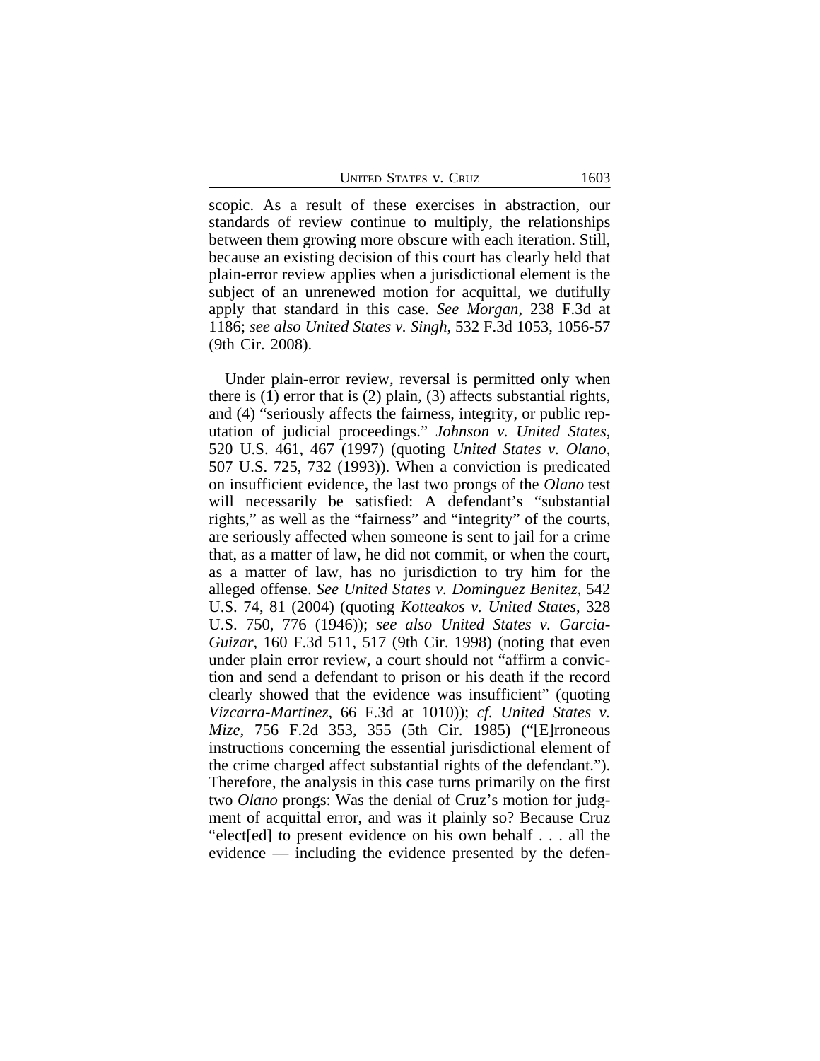scopic. As a result of these exercises in abstraction, our standards of review continue to multiply, the relationships between them growing more obscure with each iteration. Still, because an existing decision of this court has clearly held that plain-error review applies when a jurisdictional element is the subject of an unrenewed motion for acquittal, we dutifully apply that standard in this case. *See Morgan*, 238 F.3d at 1186; *see also United States v. Singh*, 532 F.3d 1053, 1056-57 (9th Cir. 2008).

Under plain-error review, reversal is permitted only when there is (1) error that is (2) plain, (3) affects substantial rights, and (4) "seriously affects the fairness, integrity, or public reputation of judicial proceedings." *Johnson v. United States*, 520 U.S. 461, 467 (1997) (quoting *United States v. Olano*, 507 U.S. 725, 732 (1993)). When a conviction is predicated on insufficient evidence, the last two prongs of the *Olano* test will necessarily be satisfied: A defendant's "substantial rights," as well as the "fairness" and "integrity" of the courts, are seriously affected when someone is sent to jail for a crime that, as a matter of law, he did not commit, or when the court, as a matter of law, has no jurisdiction to try him for the alleged offense. *See United States v. Dominguez Benitez*, 542 U.S. 74, 81 (2004) (quoting *Kotteakos v. United States*, 328 U.S. 750, 776 (1946)); *see also United States v. Garcia-Guizar*, 160 F.3d 511, 517 (9th Cir. 1998) (noting that even under plain error review, a court should not "affirm a conviction and send a defendant to prison or his death if the record clearly showed that the evidence was insufficient" (quoting *Vizcarra-Martinez*, 66 F.3d at 1010)); *cf. United States v. Mize*, 756 F.2d 353, 355 (5th Cir. 1985) ("[E]rroneous instructions concerning the essential jurisdictional element of the crime charged affect substantial rights of the defendant."). Therefore, the analysis in this case turns primarily on the first two *Olano* prongs: Was the denial of Cruz's motion for judgment of acquittal error, and was it plainly so? Because Cruz "elect[ed] to present evidence on his own behalf . . . all the evidence — including the evidence presented by the defen-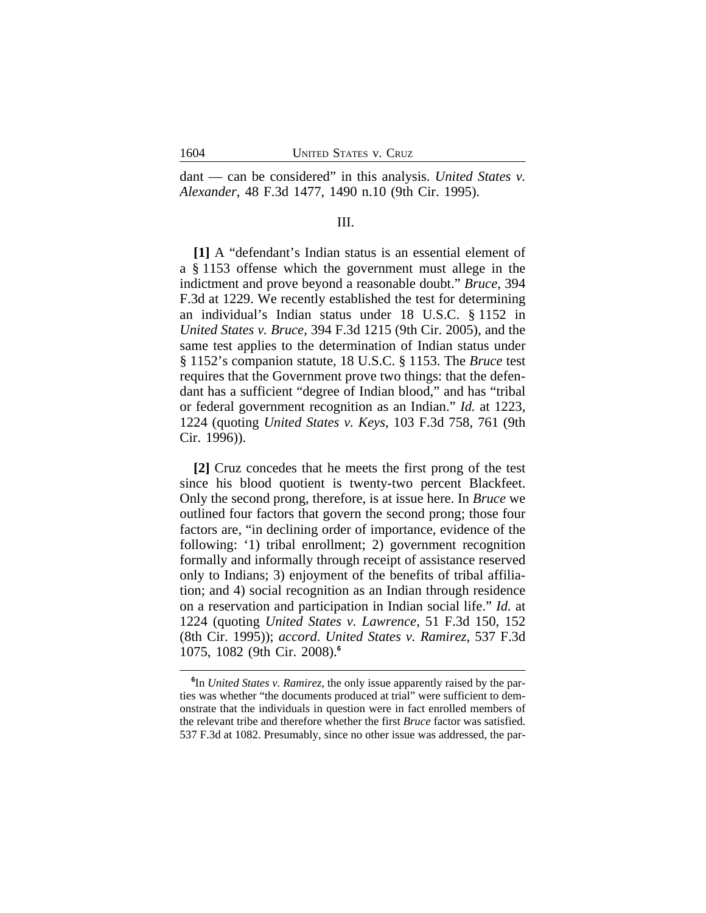dant — can be considered" in this analysis. *United States v. Alexander*, 48 F.3d 1477, 1490 n.10 (9th Cir. 1995).

III.

**[1]** A "defendant's Indian status is an essential element of a § 1153 offense which the government must allege in the indictment and prove beyond a reasonable doubt." *Bruce*, 394 F.3d at 1229. We recently established the test for determining an individual's Indian status under 18 U.S.C. § 1152 in *United States v. Bruce*, 394 F.3d 1215 (9th Cir. 2005), and the same test applies to the determination of Indian status under § 1152's companion statute, 18 U.S.C. § 1153. The *Bruce* test requires that the Government prove two things: that the defendant has a sufficient "degree of Indian blood," and has "tribal or federal government recognition as an Indian." *Id.* at 1223, 1224 (quoting *United States v. Keys*, 103 F.3d 758, 761 (9th Cir. 1996)).

**[2]** Cruz concedes that he meets the first prong of the test since his blood quotient is twenty-two percent Blackfeet. Only the second prong, therefore, is at issue here. In *Bruce* we outlined four factors that govern the second prong; those four factors are, "in declining order of importance, evidence of the following: '1) tribal enrollment; 2) government recognition formally and informally through receipt of assistance reserved only to Indians; 3) enjoyment of the benefits of tribal affiliation; and 4) social recognition as an Indian through residence on a reservation and participation in Indian social life." *Id.* at 1224 (quoting *United States v. Lawrence*, 51 F.3d 150, 152 (8th Cir. 1995)); *accord*. *United States v. Ramirez*, 537 F.3d 1075, 1082 (9th Cir. 2008).[6]

---

[6]In *United States v. Ramirez*, the only issue apparently raised by the parties was whether "the documents produced at trial" were sufficient to demonstrate that the individuals in question were in fact enrolled members of the relevant tribe and therefore whether the first *Bruce* factor was satisfied. 537 F.3d at 1082. Presumably, since no other issue was addressed, the par-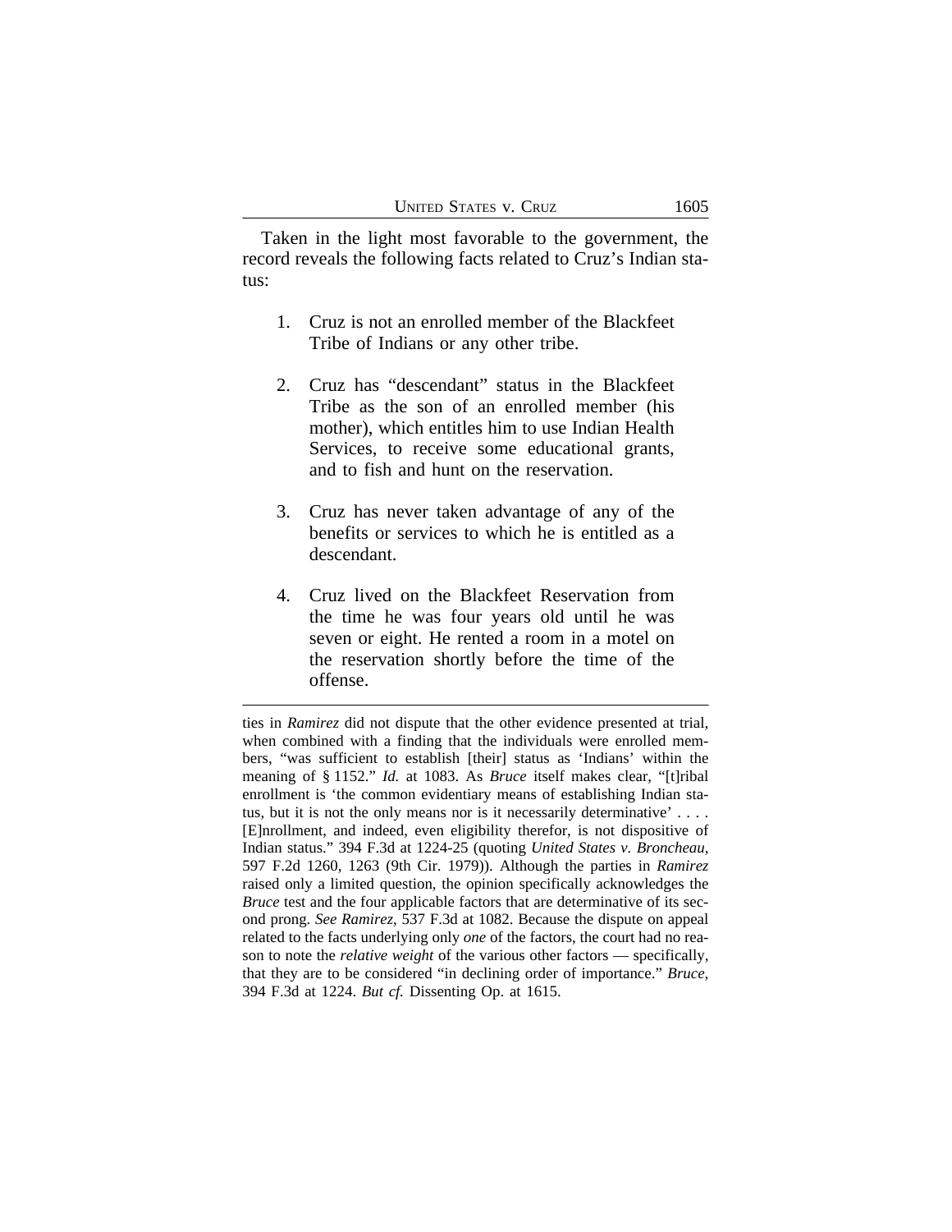Taken in the light most favorable to the government, the record reveals the following facts related to Cruz's Indian status:

1. Cruz is not an enrolled member of the Blackfeet Tribe of Indians or any other tribe.

2. Cruz has "descendant" status in the Blackfeet Tribe as the son of an enrolled member (his mother), which entitles him to use Indian Health Services, to receive some educational grants, and to fish and hunt on the reservation.

3. Cruz has never taken advantage of any of the benefits or services to which he is entitled as a descendant.

4. Cruz lived on the Blackfeet Reservation from the time he was four years old until he was seven or eight. He rented a room in a motel on the reservation shortly before the time of the offense.

---

ties in *Ramirez* did not dispute that the other evidence presented at trial, when combined with a finding that the individuals were enrolled members, "was sufficient to establish [their] status as 'Indians' within the meaning of § 1152." *Id.* at 1083. As *Bruce* itself makes clear, "[t]ribal enrollment is 'the common evidentiary means of establishing Indian status, but it is not the only means nor is it necessarily determinative' . . . . [E]nrollment, and indeed, even eligibility therefor, is not dispositive of Indian status." 394 F.3d at 1224-25 (quoting *United States v. Broncheau*, 597 F.2d 1260, 1263 (9th Cir. 1979)). Although the parties in *Ramirez* raised only a limited question, the opinion specifically acknowledges the *Bruce* test and the four applicable factors that are determinative of its second prong. *See Ramirez*, 537 F.3d at 1082. Because the dispute on appeal related to the facts underlying only *one* of the factors, the court had no reason to note the *relative weight* of the various other factors — specifically, that they are to be considered "in declining order of importance." *Bruce*, 394 F.3d at 1224. *But cf.* Dissenting Op. at 1615.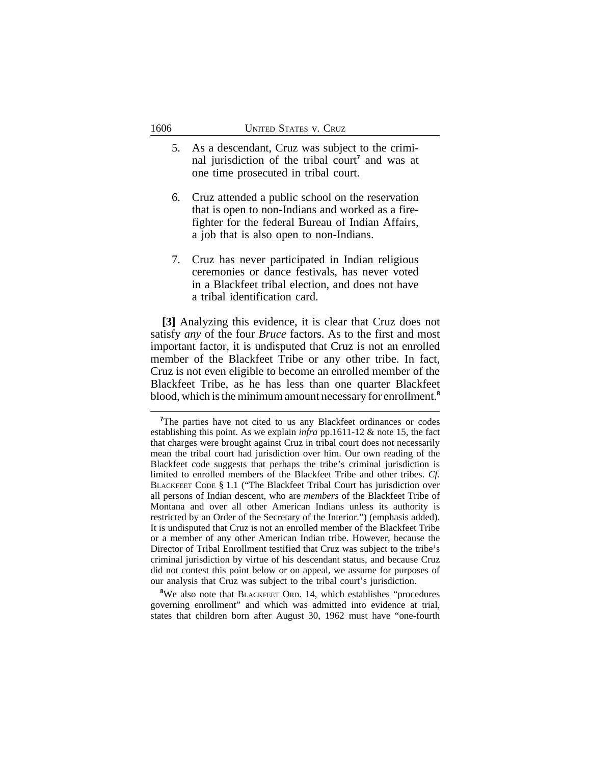5. As a descendant, Cruz was subject to the criminal jurisdiction of the tribal court[7] and was at one time prosecuted in tribal court.

6. Cruz attended a public school on the reservation that is open to non-Indians and worked as a firefighter for the federal Bureau of Indian Affairs, a job that is also open to non-Indians.

7. Cruz has never participated in Indian religious ceremonies or dance festivals, has never voted in a Blackfeet tribal election, and does not have a tribal identification card.

**[3]** Analyzing this evidence, it is clear that Cruz does not satisfy *any* of the four *Bruce* factors. As to the first and most important factor, it is undisputed that Cruz is not an enrolled member of the Blackfeet Tribe or any other tribe. In fact, Cruz is not even eligible to become an enrolled member of the Blackfeet Tribe, as he has less than one quarter Blackfeet blood, which is the minimum amount necessary for enrollment.[8]

---

[7]The parties have not cited to us any Blackfeet ordinances or codes establishing this point. As we explain *infra* pp.1611-12 & note 15, the fact that charges were brought against Cruz in tribal court does not necessarily mean the tribal court had jurisdiction over him. Our own reading of the Blackfeet code suggests that perhaps the tribe's criminal jurisdiction is limited to enrolled members of the Blackfeet Tribe and other tribes. *Cf.* BLACKFEET CODE § 1.1 ("The Blackfeet Tribal Court has jurisdiction over all persons of Indian descent, who are *members* of the Blackfeet Tribe of Montana and over all other American Indians unless its authority is restricted by an Order of the Secretary of the Interior.") (emphasis added). It is undisputed that Cruz is not an enrolled member of the Blackfeet Tribe or a member of any other American Indian tribe. However, because the Director of Tribal Enrollment testified that Cruz was subject to the tribe's criminal jurisdiction by virtue of his descendant status, and because Cruz did not contest this point below or on appeal, we assume for purposes of our analysis that Cruz was subject to the tribal court's jurisdiction.

[8]We also note that BLACKFEET ORD. 14, which establishes "procedures governing enrollment" and which was admitted into evidence at trial, states that children born after August 30, 1962 must have "one-fourth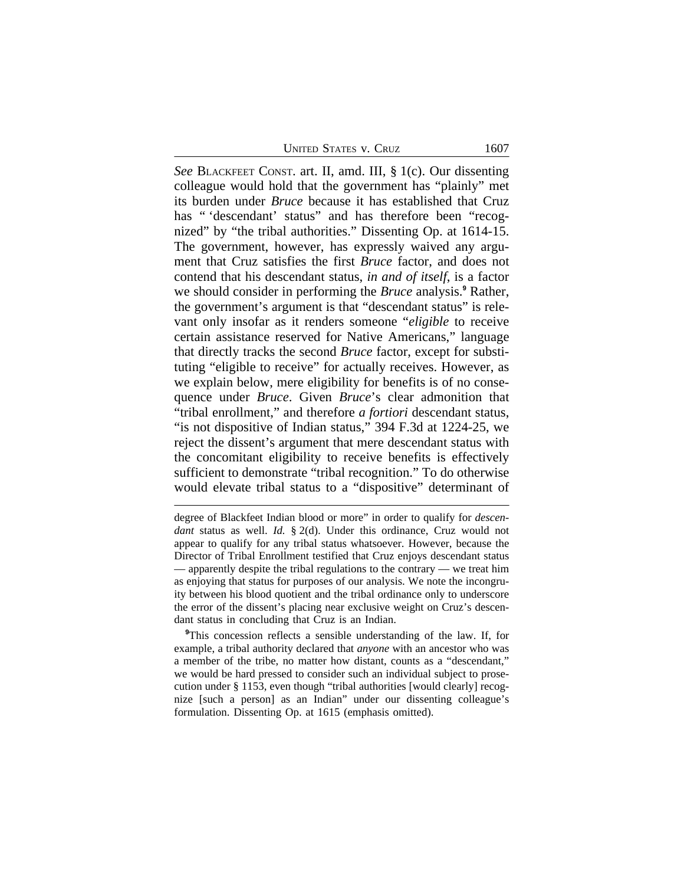*See* BLACKFEET CONST. art. II, amd. III, § 1(c). Our dissenting colleague would hold that the government has "plainly" met its burden under *Bruce* because it has established that Cruz has " 'descendant' status" and has therefore been "recognized" by "the tribal authorities." Dissenting Op. at 1614-15. The government, however, has expressly waived any argument that Cruz satisfies the first *Bruce* factor, and does not contend that his descendant status, *in and of itself*, is a factor we should consider in performing the *Bruce* analysis.[9] Rather, the government's argument is that "descendant status" is relevant only insofar as it renders someone "*eligible* to receive certain assistance reserved for Native Americans," language that directly tracks the second *Bruce* factor, except for substituting "eligible to receive" for actually receives. However, as we explain below, mere eligibility for benefits is of no consequence under *Bruce*. Given *Bruce*'s clear admonition that "tribal enrollment," and therefore *a fortiori* descendant status, "is not dispositive of Indian status," 394 F.3d at 1224-25, we reject the dissent's argument that mere descendant status with the concomitant eligibility to receive benefits is effectively sufficient to demonstrate "tribal recognition." To do otherwise would elevate tribal status to a "dispositive" determinant of

---

degree of Blackfeet Indian blood or more" in order to qualify for *descendant* status as well. *Id.* § 2(d). Under this ordinance, Cruz would not appear to qualify for any tribal status whatsoever. However, because the Director of Tribal Enrollment testified that Cruz enjoys descendant status — apparently despite the tribal regulations to the contrary — we treat him as enjoying that status for purposes of our analysis. We note the incongruity between his blood quotient and the tribal ordinance only to underscore the error of the dissent's placing near exclusive weight on Cruz's descendant status in concluding that Cruz is an Indian.

[9]This concession reflects a sensible understanding of the law. If, for example, a tribal authority declared that *anyone* with an ancestor who was a member of the tribe, no matter how distant, counts as a "descendant," we would be hard pressed to consider such an individual subject to prosecution under § 1153, even though "tribal authorities [would clearly] recognize [such a person] as an Indian" under our dissenting colleague's formulation. Dissenting Op. at 1615 (emphasis omitted).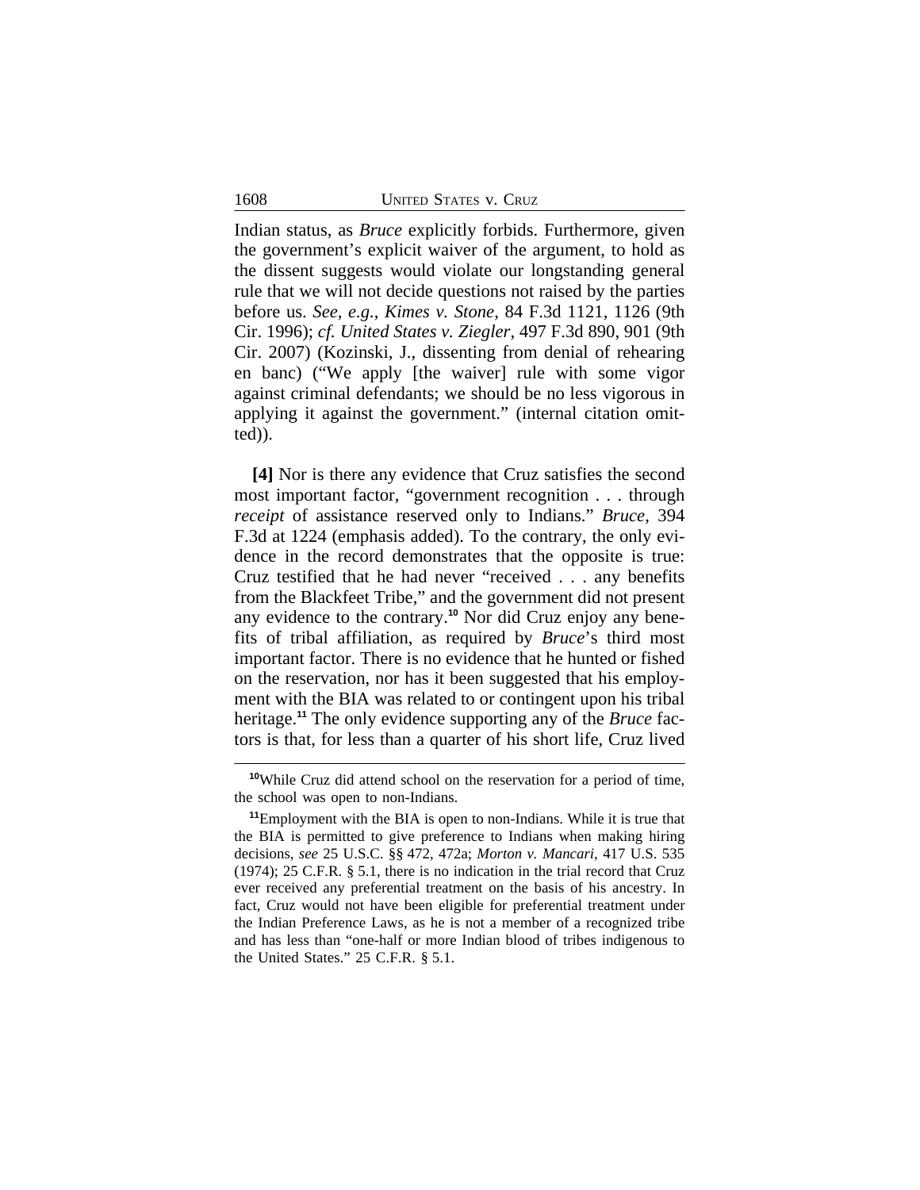Indian status, as *Bruce* explicitly forbids. Furthermore, given the government's explicit waiver of the argument, to hold as the dissent suggests would violate our longstanding general rule that we will not decide questions not raised by the parties before us. *See, e.g.*, *Kimes v. Stone*, 84 F.3d 1121, 1126 (9th Cir. 1996); *cf. United States v. Ziegler*, 497 F.3d 890, 901 (9th Cir. 2007) (Kozinski, J., dissenting from denial of rehearing en banc) ("We apply [the waiver] rule with some vigor against criminal defendants; we should be no less vigorous in applying it against the government." (internal citation omitted)).

**[4]** Nor is there any evidence that Cruz satisfies the second most important factor, "government recognition . . . through *receipt* of assistance reserved only to Indians." *Bruce*, 394 F.3d at 1224 (emphasis added). To the contrary, the only evidence in the record demonstrates that the opposite is true: Cruz testified that he had never "received . . . any benefits from the Blackfeet Tribe," and the government did not present any evidence to the contrary.[10] Nor did Cruz enjoy any benefits of tribal affiliation, as required by *Bruce*'s third most important factor. There is no evidence that he hunted or fished on the reservation, nor has it been suggested that his employment with the BIA was related to or contingent upon his tribal heritage.[11] The only evidence supporting any of the *Bruce* factors is that, for less than a quarter of his short life, Cruz lived

---

[10]While Cruz did attend school on the reservation for a period of time, the school was open to non-Indians.

[11]Employment with the BIA is open to non-Indians. While it is true that the BIA is permitted to give preference to Indians when making hiring decisions, *see* 25 U.S.C. §§ 472, 472a; *Morton v. Mancari*, 417 U.S. 535 (1974); 25 C.F.R. § 5.1, there is no indication in the trial record that Cruz ever received any preferential treatment on the basis of his ancestry. In fact, Cruz would not have been eligible for preferential treatment under the Indian Preference Laws, as he is not a member of a recognized tribe and has less than "one-half or more Indian blood of tribes indigenous to the United States." 25 C.F.R. § 5.1.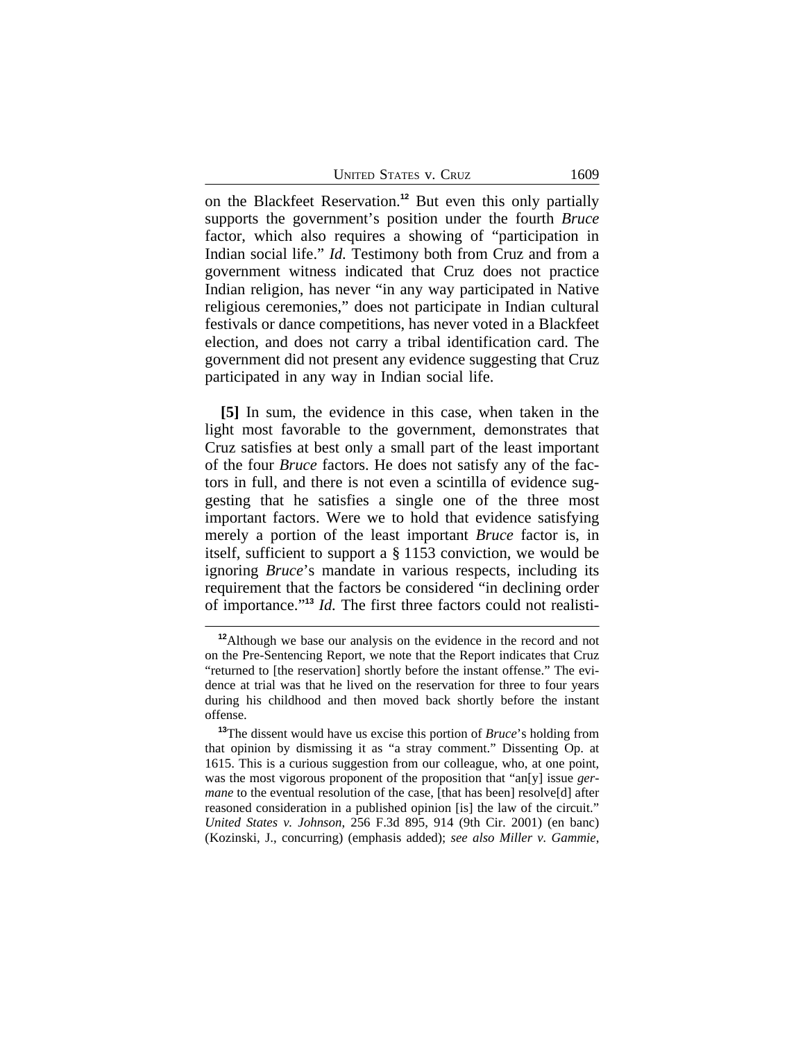on the Blackfeet Reservation.[12] But even this only partially supports the government's position under the fourth *Bruce* factor, which also requires a showing of "participation in Indian social life." *Id.* Testimony both from Cruz and from a government witness indicated that Cruz does not practice Indian religion, has never "in any way participated in Native religious ceremonies," does not participate in Indian cultural festivals or dance competitions, has never voted in a Blackfeet election, and does not carry a tribal identification card. The government did not present any evidence suggesting that Cruz participated in any way in Indian social life.

**[5]** In sum, the evidence in this case, when taken in the light most favorable to the government, demonstrates that Cruz satisfies at best only a small part of the least important of the four *Bruce* factors. He does not satisfy any of the factors in full, and there is not even a scintilla of evidence suggesting that he satisfies a single one of the three most important factors. Were we to hold that evidence satisfying merely a portion of the least important *Bruce* factor is, in itself, sufficient to support a § 1153 conviction, we would be ignoring *Bruce*'s mandate in various respects, including its requirement that the factors be considered "in declining order of importance."[13] *Id.* The first three factors could not realisti-

[12]Although we base our analysis on the evidence in the record and not on the Pre-Sentencing Report, we note that the Report indicates that Cruz "returned to [the reservation] shortly before the instant offense." The evidence at trial was that he lived on the reservation for three to four years during his childhood and then moved back shortly before the instant offense.

[13]The dissent would have us excise this portion of *Bruce*'s holding from that opinion by dismissing it as "a stray comment." Dissenting Op. at 1615. This is a curious suggestion from our colleague, who, at one point, was the most vigorous proponent of the proposition that "an[y] issue *germane* to the eventual resolution of the case, [that has been] resolve[d] after reasoned consideration in a published opinion [is] the law of the circuit." *United States v. Johnson*, 256 F.3d 895, 914 (9th Cir. 2001) (en banc) (Kozinski, J., concurring) (emphasis added); *see also Miller v. Gammie*,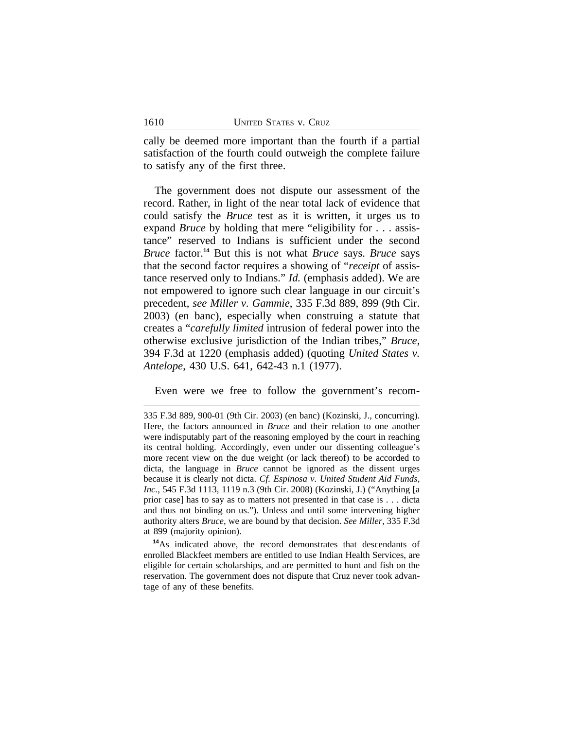cally be deemed more important than the fourth if a partial satisfaction of the fourth could outweigh the complete failure to satisfy any of the first three.

The government does not dispute our assessment of the record. Rather, in light of the near total lack of evidence that could satisfy the *Bruce* test as it is written, it urges us to expand *Bruce* by holding that mere "eligibility for . . . assistance" reserved to Indians is sufficient under the second *Bruce* factor.[14] But this is not what *Bruce* says. *Bruce* says that the second factor requires a showing of "*receipt* of assistance reserved only to Indians." *Id.* (emphasis added). We are not empowered to ignore such clear language in our circuit's precedent, *see Miller v. Gammie*, 335 F.3d 889, 899 (9th Cir. 2003) (en banc), especially when construing a statute that creates a "*carefully limited* intrusion of federal power into the otherwise exclusive jurisdiction of the Indian tribes," *Bruce*, 394 F.3d at 1220 (emphasis added) (quoting *United States v. Antelope*, 430 U.S. 641, 642-43 n.1 (1977).

Even were we free to follow the government's recom-

---

335 F.3d 889, 900-01 (9th Cir. 2003) (en banc) (Kozinski, J., concurring). Here, the factors announced in *Bruce* and their relation to one another were indisputably part of the reasoning employed by the court in reaching its central holding. Accordingly, even under our dissenting colleague's more recent view on the due weight (or lack thereof) to be accorded to dicta, the language in *Bruce* cannot be ignored as the dissent urges because it is clearly not dicta. *Cf. Espinosa v. United Student Aid Funds, Inc.*, 545 F.3d 1113, 1119 n.3 (9th Cir. 2008) (Kozinski, J.) ("Anything [a prior case] has to say as to matters not presented in that case is . . . dicta and thus not binding on us."). Unless and until some intervening higher authority alters *Bruce*, we are bound by that decision. *See Miller*, 335 F.3d at 899 (majority opinion).

[14] As indicated above, the record demonstrates that descendants of enrolled Blackfeet members are entitled to use Indian Health Services, are eligible for certain scholarships, and are permitted to hunt and fish on the reservation. The government does not dispute that Cruz never took advantage of any of these benefits.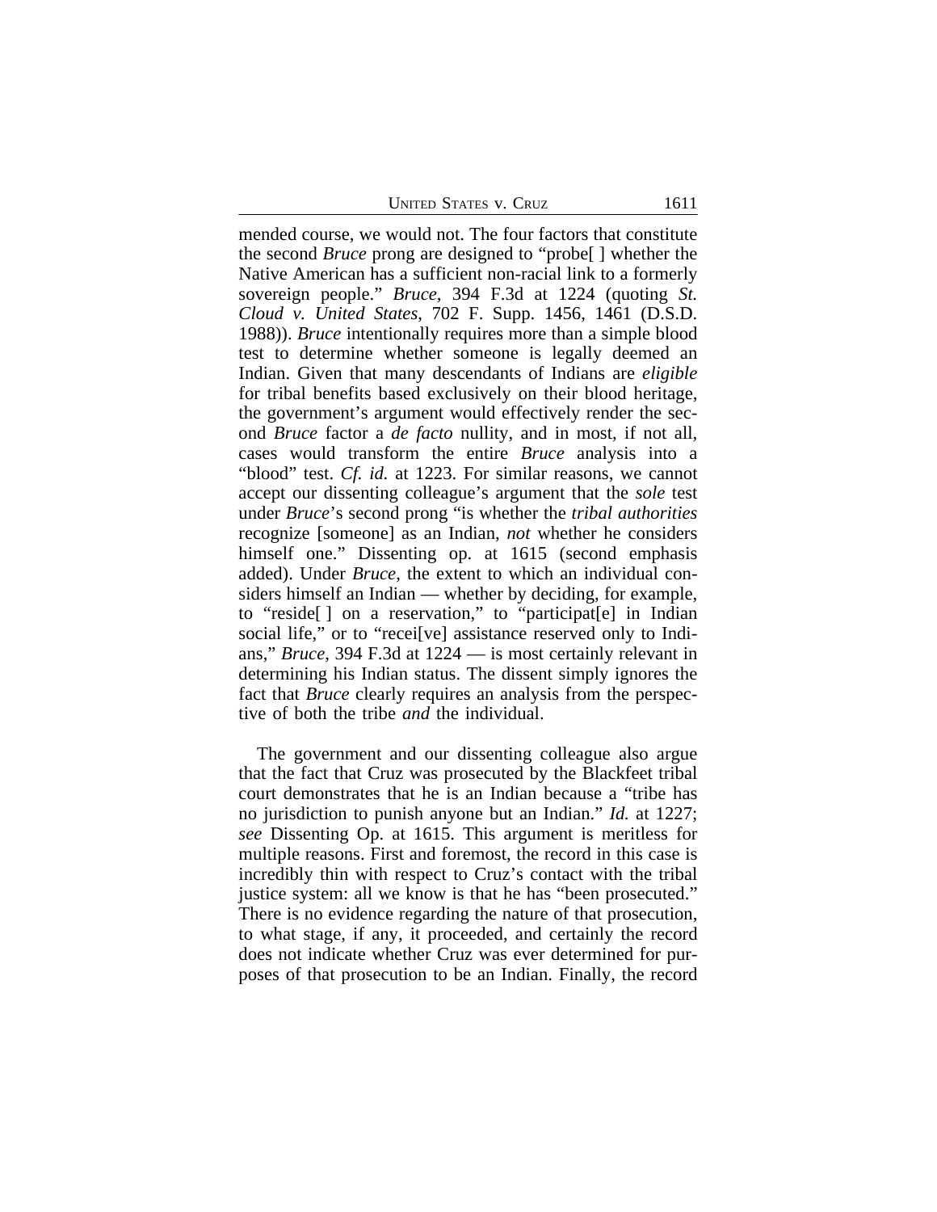mended course, we would not. The four factors that constitute the second *Bruce* prong are designed to "probe[ ] whether the Native American has a sufficient non-racial link to a formerly sovereign people." *Bruce*, 394 F.3d at 1224 (quoting *St. Cloud v. United States*, 702 F. Supp. 1456, 1461 (D.S.D. 1988)). *Bruce* intentionally requires more than a simple blood test to determine whether someone is legally deemed an Indian. Given that many descendants of Indians are *eligible* for tribal benefits based exclusively on their blood heritage, the government's argument would effectively render the second *Bruce* factor a *de facto* nullity, and in most, if not all, cases would transform the entire *Bruce* analysis into a "blood" test. *Cf. id.* at 1223. For similar reasons, we cannot accept our dissenting colleague's argument that the *sole* test under *Bruce*'s second prong "is whether the *tribal authorities* recognize [someone] as an Indian, *not* whether he considers himself one." Dissenting op. at 1615 (second emphasis added). Under *Bruce*, the extent to which an individual considers himself an Indian — whether by deciding, for example, to "reside[ ] on a reservation," to "participat[e] in Indian social life," or to "recei[ve] assistance reserved only to Indians," *Bruce*, 394 F.3d at 1224 — is most certainly relevant in determining his Indian status. The dissent simply ignores the fact that *Bruce* clearly requires an analysis from the perspective of both the tribe *and* the individual.

The government and our dissenting colleague also argue that the fact that Cruz was prosecuted by the Blackfeet tribal court demonstrates that he is an Indian because a "tribe has no jurisdiction to punish anyone but an Indian." *Id.* at 1227; *see* Dissenting Op. at 1615. This argument is meritless for multiple reasons. First and foremost, the record in this case is incredibly thin with respect to Cruz's contact with the tribal justice system: all we know is that he has "been prosecuted." There is no evidence regarding the nature of that prosecution, to what stage, if any, it proceeded, and certainly the record does not indicate whether Cruz was ever determined for purposes of that prosecution to be an Indian. Finally, the record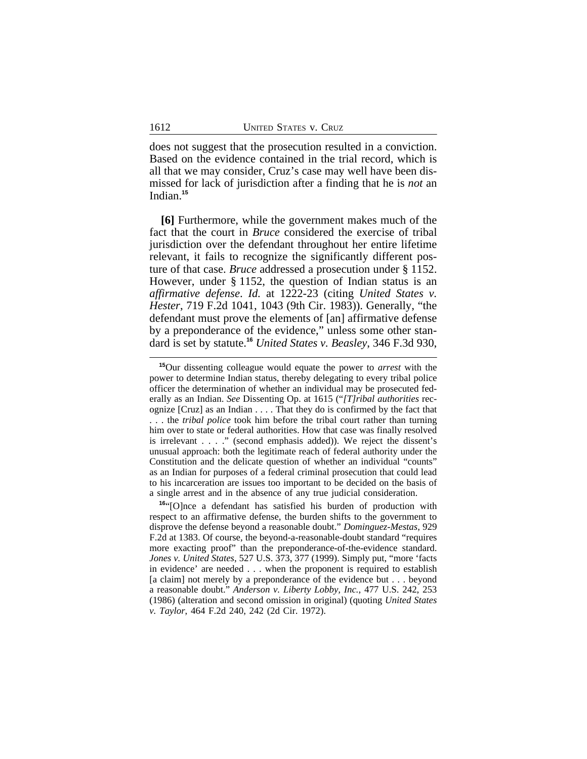does not suggest that the prosecution resulted in a conviction. Based on the evidence contained in the trial record, which is all that we may consider, Cruz's case may well have been dismissed for lack of jurisdiction after a finding that he is *not* an Indian.[15]

**[6]** Furthermore, while the government makes much of the fact that the court in *Bruce* considered the exercise of tribal jurisdiction over the defendant throughout her entire lifetime relevant, it fails to recognize the significantly different posture of that case. *Bruce* addressed a prosecution under § 1152. However, under § 1152, the question of Indian status is an *affirmative defense*. *Id.* at 1222-23 (citing *United States v. Hester*, 719 F.2d 1041, 1043 (9th Cir. 1983)). Generally, "the defendant must prove the elements of [an] affirmative defense by a preponderance of the evidence," unless some other standard is set by statute.[16] *United States v. Beasley*, 346 F.3d 930,

---

[15] Our dissenting colleague would equate the power to *arrest* with the power to determine Indian status, thereby delegating to every tribal police officer the determination of whether an individual may be prosecuted federally as an Indian. *See* Dissenting Op. at 1615 ("*[T]ribal authorities* recognize [Cruz] as an Indian . . . . That they do is confirmed by the fact that . . . the *tribal police* took him before the tribal court rather than turning him over to state or federal authorities. How that case was finally resolved is irrelevant . . . ." (second emphasis added)). We reject the dissent's unusual approach: both the legitimate reach of federal authority under the Constitution and the delicate question of whether an individual "counts" as an Indian for purposes of a federal criminal prosecution that could lead to his incarceration are issues too important to be decided on the basis of a single arrest and in the absence of any true judicial consideration.

[16] "[O]nce a defendant has satisfied his burden of production with respect to an affirmative defense, the burden shifts to the government to disprove the defense beyond a reasonable doubt." *Dominguez-Mestas*, 929 F.2d at 1383. Of course, the beyond-a-reasonable-doubt standard "requires more exacting proof" than the preponderance-of-the-evidence standard. *Jones v. United States*, 527 U.S. 373, 377 (1999). Simply put, "more 'facts in evidence' are needed . . . when the proponent is required to establish [a claim] not merely by a preponderance of the evidence but . . . beyond a reasonable doubt." *Anderson v. Liberty Lobby, Inc.*, 477 U.S. 242, 253 (1986) (alteration and second omission in original) (quoting *United States v. Taylor*, 464 F.2d 240, 242 (2d Cir. 1972).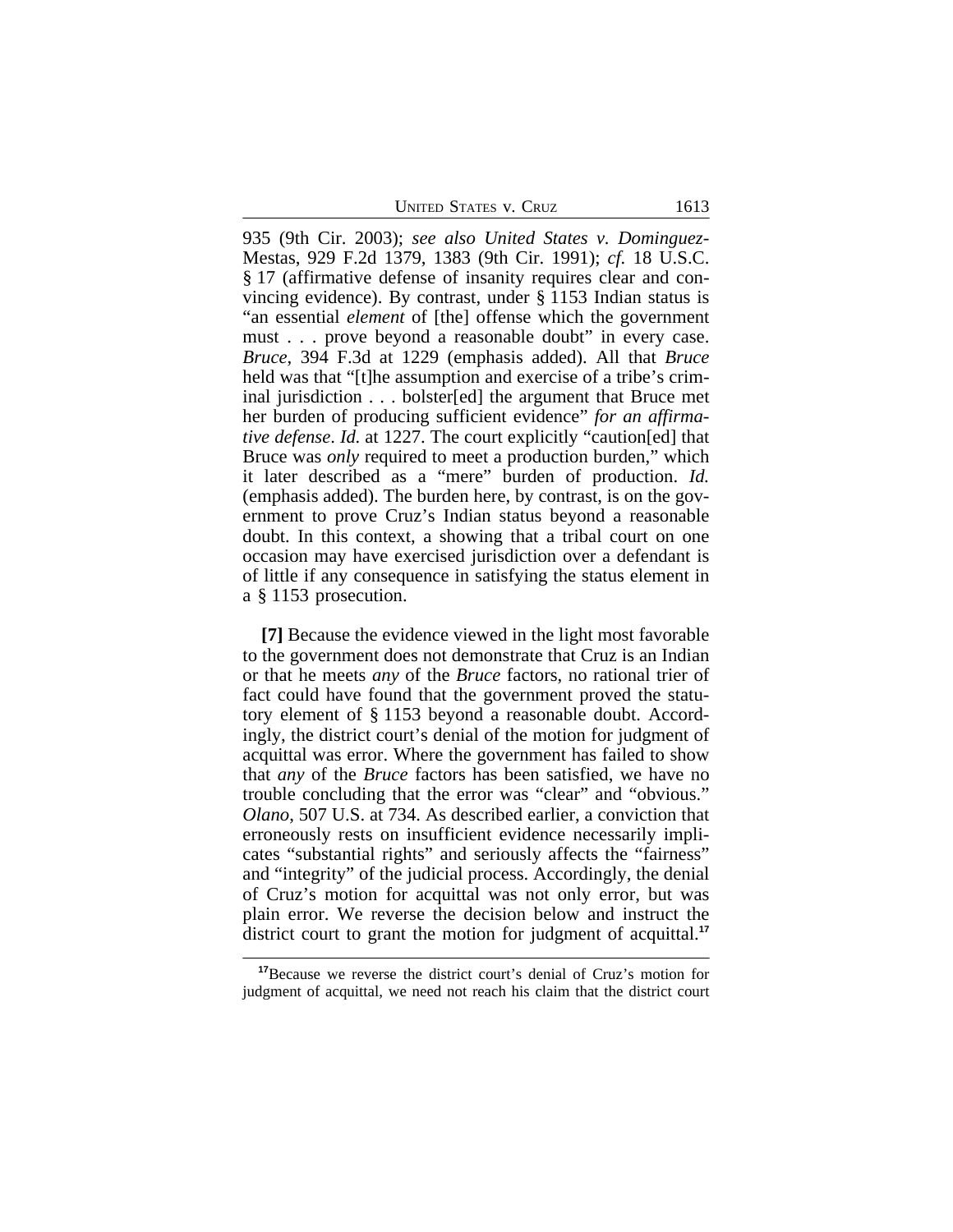935 (9th Cir. 2003); *see also United States v. Dominguez-*Mestas, 929 F.2d 1379, 1383 (9th Cir. 1991); *cf.* 18 U.S.C. § 17 (affirmative defense of insanity requires clear and convincing evidence). By contrast, under § 1153 Indian status is "an essential *element* of [the] offense which the government must . . . prove beyond a reasonable doubt" in every case. *Bruce*, 394 F.3d at 1229 (emphasis added). All that *Bruce* held was that "[t]he assumption and exercise of a tribe's criminal jurisdiction . . . bolster[ed] the argument that Bruce met her burden of producing sufficient evidence" *for an affirmative defense*. *Id.* at 1227. The court explicitly "caution[ed] that Bruce was *only* required to meet a production burden," which it later described as a "mere" burden of production. *Id.* (emphasis added). The burden here, by contrast, is on the government to prove Cruz's Indian status beyond a reasonable doubt. In this context, a showing that a tribal court on one occasion may have exercised jurisdiction over a defendant is of little if any consequence in satisfying the status element in a § 1153 prosecution.

**[7]** Because the evidence viewed in the light most favorable to the government does not demonstrate that Cruz is an Indian or that he meets *any* of the *Bruce* factors, no rational trier of fact could have found that the government proved the statutory element of § 1153 beyond a reasonable doubt. Accordingly, the district court's denial of the motion for judgment of acquittal was error. Where the government has failed to show that *any* of the *Bruce* factors has been satisfied, we have no trouble concluding that the error was "clear" and "obvious." *Olano*, 507 U.S. at 734. As described earlier, a conviction that erroneously rests on insufficient evidence necessarily implicates "substantial rights" and seriously affects the "fairness" and "integrity" of the judicial process. Accordingly, the denial of Cruz's motion for acquittal was not only error, but was plain error. We reverse the decision below and instruct the district court to grant the motion for judgment of acquittal.[17]

[17]Because we reverse the district court's denial of Cruz's motion for judgment of acquittal, we need not reach his claim that the district court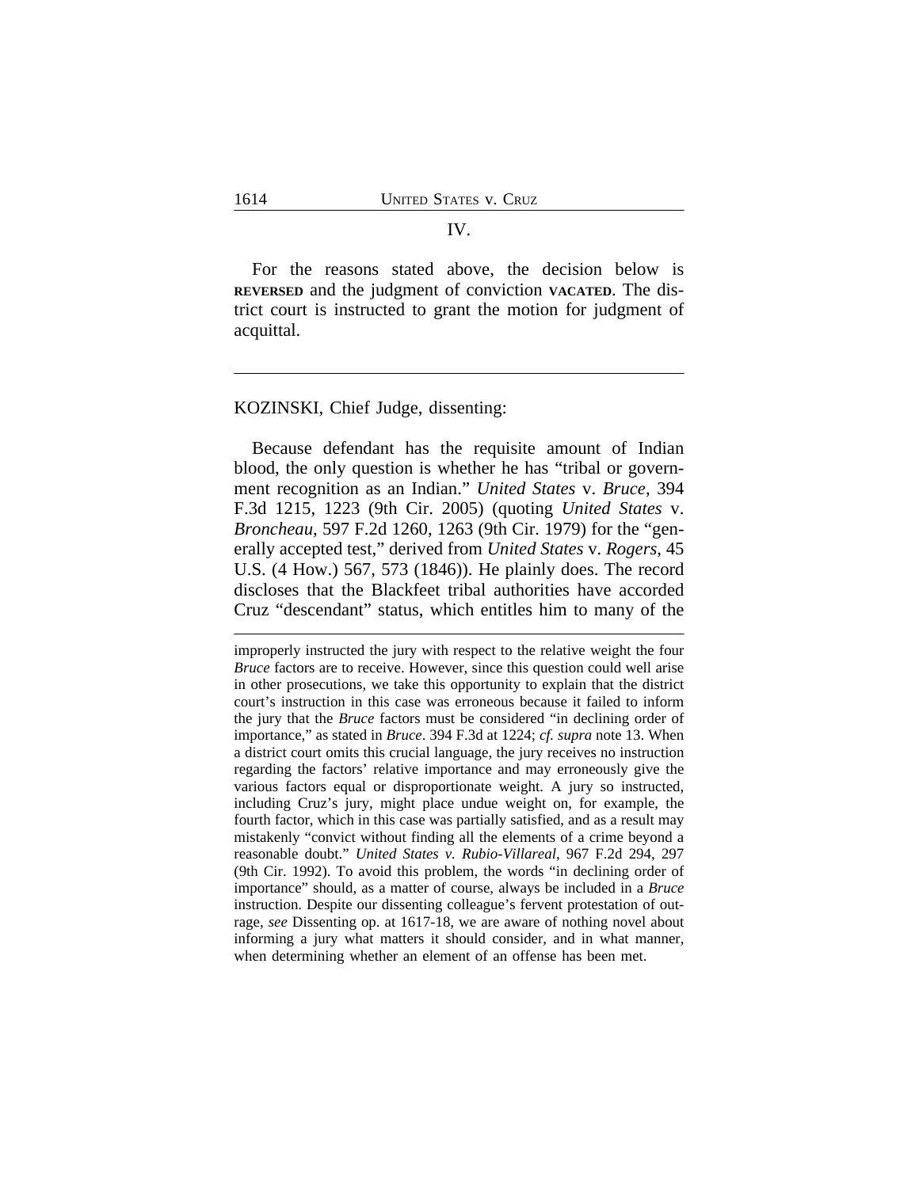## IV.

For the reasons stated above, the decision below is **REVERSED** and the judgment of conviction **VACATED**. The district court is instructed to grant the motion for judgment of acquittal.

---

KOZINSKI, Chief Judge, dissenting:

Because defendant has the requisite amount of Indian blood, the only question is whether he has "tribal or government recognition as an Indian." *United States* v. *Bruce*, 394 F.3d 1215, 1223 (9th Cir. 2005) (quoting *United States* v. *Broncheau*, 597 F.2d 1260, 1263 (9th Cir. 1979) for the "generally accepted test," derived from *United States* v. *Rogers*, 45 U.S. (4 How.) 567, 573 (1846)). He plainly does. The record discloses that the Blackfeet tribal authorities have accorded Cruz "descendant" status, which entitles him to many of the

---

improperly instructed the jury with respect to the relative weight the four *Bruce* factors are to receive. However, since this question could well arise in other prosecutions, we take this opportunity to explain that the district court's instruction in this case was erroneous because it failed to inform the jury that the *Bruce* factors must be considered "in declining order of importance," as stated in *Bruce*. 394 F.3d at 1224; *cf. supra* note 13. When a district court omits this crucial language, the jury receives no instruction regarding the factors' relative importance and may erroneously give the various factors equal or disproportionate weight. A jury so instructed, including Cruz's jury, might place undue weight on, for example, the fourth factor, which in this case was partially satisfied, and as a result may mistakenly "convict without finding all the elements of a crime beyond a reasonable doubt." *United States v. Rubio-Villareal*, 967 F.2d 294, 297 (9th Cir. 1992). To avoid this problem, the words "in declining order of importance" should, as a matter of course, always be included in a *Bruce* instruction. Despite our dissenting colleague's fervent protestation of outrage, *see* Dissenting op. at 1617-18, we are aware of nothing novel about informing a jury what matters it should consider, and in what manner, when determining whether an element of an offense has been met.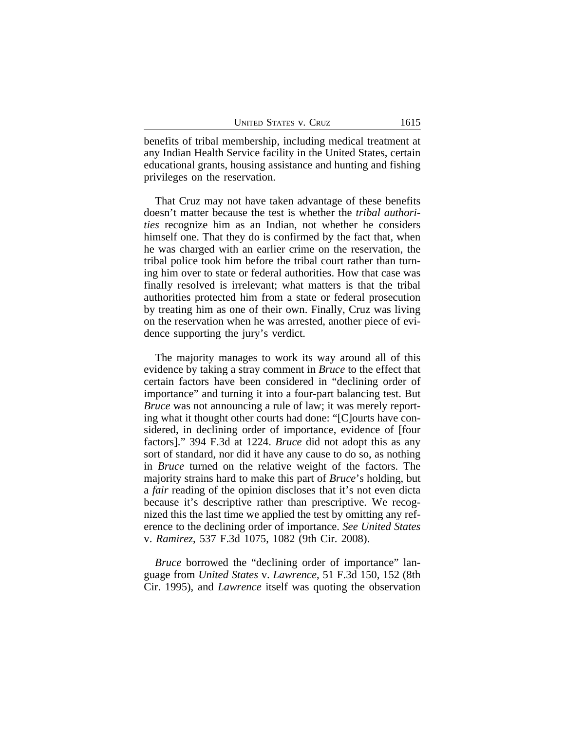benefits of tribal membership, including medical treatment at any Indian Health Service facility in the United States, certain educational grants, housing assistance and hunting and fishing privileges on the reservation.

That Cruz may not have taken advantage of these benefits doesn't matter because the test is whether the *tribal authorities* recognize him as an Indian, not whether he considers himself one. That they do is confirmed by the fact that, when he was charged with an earlier crime on the reservation, the tribal police took him before the tribal court rather than turning him over to state or federal authorities. How that case was finally resolved is irrelevant; what matters is that the tribal authorities protected him from a state or federal prosecution by treating him as one of their own. Finally, Cruz was living on the reservation when he was arrested, another piece of evidence supporting the jury's verdict.

The majority manages to work its way around all of this evidence by taking a stray comment in *Bruce* to the effect that certain factors have been considered in "declining order of importance" and turning it into a four-part balancing test. But *Bruce* was not announcing a rule of law; it was merely reporting what it thought other courts had done: "[C]ourts have considered, in declining order of importance, evidence of [four factors]." 394 F.3d at 1224. *Bruce* did not adopt this as any sort of standard, nor did it have any cause to do so, as nothing in *Bruce* turned on the relative weight of the factors. The majority strains hard to make this part of *Bruce*'s holding, but a *fair* reading of the opinion discloses that it's not even dicta because it's descriptive rather than prescriptive. We recognized this the last time we applied the test by omitting any reference to the declining order of importance. *See United States* v. *Ramirez*, 537 F.3d 1075, 1082 (9th Cir. 2008).

*Bruce* borrowed the "declining order of importance" language from *United States* v. *Lawrence*, 51 F.3d 150, 152 (8th Cir. 1995), and *Lawrence* itself was quoting the observation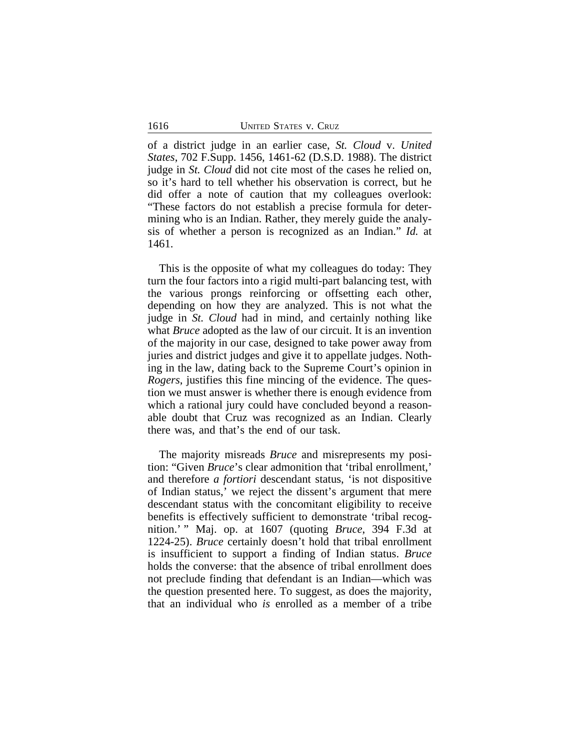of a district judge in an earlier case, *St. Cloud* v. *United States*, 702 F.Supp. 1456, 1461-62 (D.S.D. 1988). The district judge in *St. Cloud* did not cite most of the cases he relied on, so it's hard to tell whether his observation is correct, but he did offer a note of caution that my colleagues overlook: "These factors do not establish a precise formula for determining who is an Indian. Rather, they merely guide the analysis of whether a person is recognized as an Indian." *Id.* at 1461.

This is the opposite of what my colleagues do today: They turn the four factors into a rigid multi-part balancing test, with the various prongs reinforcing or offsetting each other, depending on how they are analyzed. This is not what the judge in *St. Cloud* had in mind, and certainly nothing like what *Bruce* adopted as the law of our circuit. It is an invention of the majority in our case, designed to take power away from juries and district judges and give it to appellate judges. Nothing in the law, dating back to the Supreme Court's opinion in *Rogers*, justifies this fine mincing of the evidence. The question we must answer is whether there is enough evidence from which a rational jury could have concluded beyond a reasonable doubt that Cruz was recognized as an Indian. Clearly there was, and that's the end of our task.

The majority misreads *Bruce* and misrepresents my position: "Given *Bruce*'s clear admonition that 'tribal enrollment,' and therefore *a fortiori* descendant status, 'is not dispositive of Indian status,' we reject the dissent's argument that mere descendant status with the concomitant eligibility to receive benefits is effectively sufficient to demonstrate 'tribal recognition.' " Maj. op. at 1607 (quoting *Bruce*, 394 F.3d at 1224-25). *Bruce* certainly doesn't hold that tribal enrollment is insufficient to support a finding of Indian status. *Bruce* holds the converse: that the absence of tribal enrollment does not preclude finding that defendant is an Indian—which was the question presented here. To suggest, as does the majority, that an individual who *is* enrolled as a member of a tribe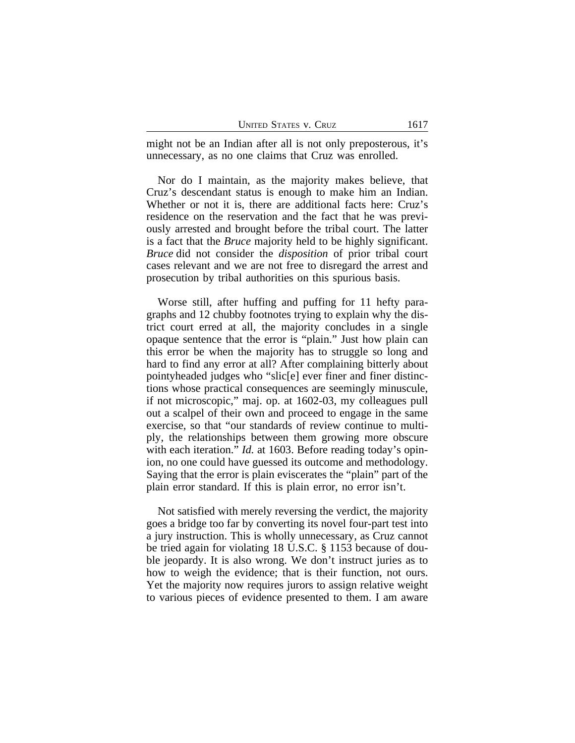might not be an Indian after all is not only preposterous, it's unnecessary, as no one claims that Cruz was enrolled.

Nor do I maintain, as the majority makes believe, that Cruz's descendant status is enough to make him an Indian. Whether or not it is, there are additional facts here: Cruz's residence on the reservation and the fact that he was previously arrested and brought before the tribal court. The latter is a fact that the *Bruce* majority held to be highly significant. *Bruce* did not consider the *disposition* of prior tribal court cases relevant and we are not free to disregard the arrest and prosecution by tribal authorities on this spurious basis.

Worse still, after huffing and puffing for 11 hefty paragraphs and 12 chubby footnotes trying to explain why the district court erred at all, the majority concludes in a single opaque sentence that the error is "plain." Just how plain can this error be when the majority has to struggle so long and hard to find any error at all? After complaining bitterly about pointyheaded judges who "slic[e] ever finer and finer distinctions whose practical consequences are seemingly minuscule, if not microscopic," maj. op. at 1602-03, my colleagues pull out a scalpel of their own and proceed to engage in the same exercise, so that "our standards of review continue to multiply, the relationships between them growing more obscure with each iteration." *Id.* at 1603. Before reading today's opinion, no one could have guessed its outcome and methodology. Saying that the error is plain eviscerates the "plain" part of the plain error standard. If this is plain error, no error isn't.

Not satisfied with merely reversing the verdict, the majority goes a bridge too far by converting its novel four-part test into a jury instruction. This is wholly unnecessary, as Cruz cannot be tried again for violating 18 U.S.C. § 1153 because of double jeopardy. It is also wrong. We don't instruct juries as to how to weigh the evidence; that is their function, not ours. Yet the majority now requires jurors to assign relative weight to various pieces of evidence presented to them. I am aware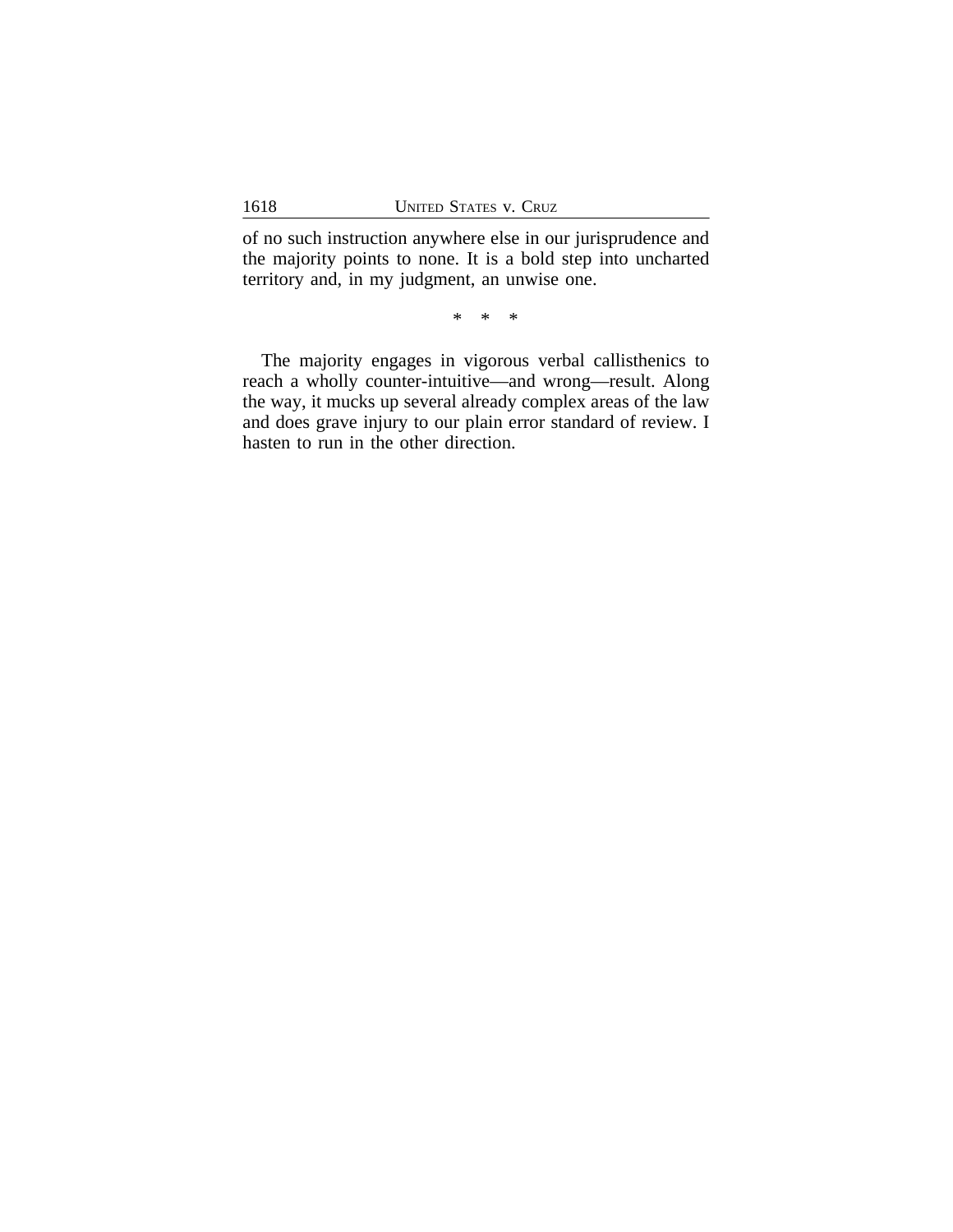of no such instruction anywhere else in our jurisprudence and the majority points to none. It is a bold step into uncharted territory and, in my judgment, an unwise one.

\* \* \*

The majority engages in vigorous verbal callisthenics to reach a wholly counter-intuitive—and wrong—result. Along the way, it mucks up several already complex areas of the law and does grave injury to our plain error standard of review. I hasten to run in the other direction.